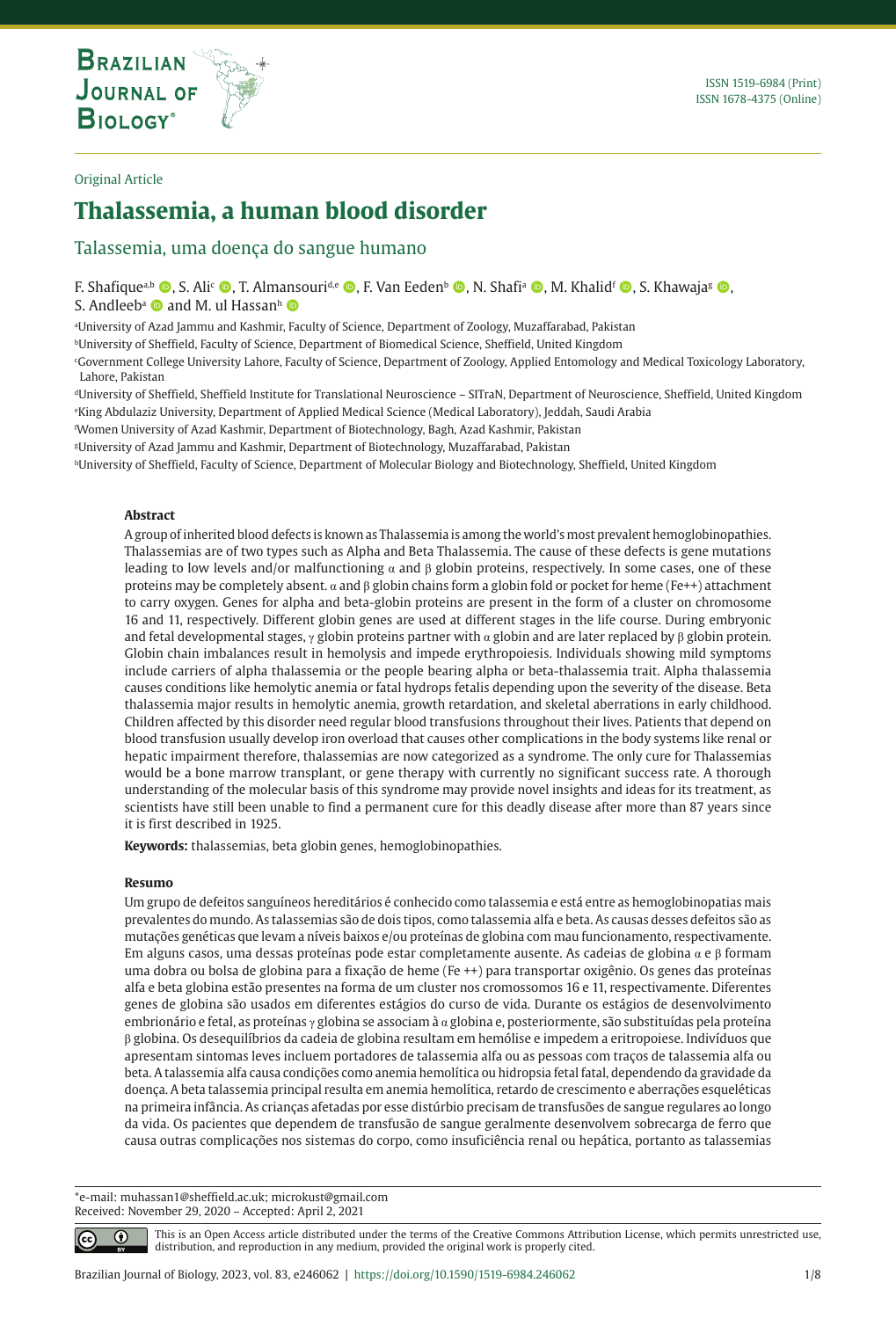Original Article

# Thalassemia, a human blood disorder

## Talassemia, uma doença do sangue humano

F. Shafique[a,b], S. Ali[c], T. Almansouri[d,e], F. Van Eeden[b], N. Shafi[a], M. Khalid[f], S. Khawaja[g], S. Andleeb[a] and M. ul Hassan[h]

[a]University of Azad Jammu and Kashmir, Faculty of Science, Department of Zoology, Muzaffarabad, Pakistan

[b]University of Sheffield, Faculty of Science, Department of Biomedical Science, Sheffield, United Kingdom

[c]Government College University Lahore, Faculty of Science, Department of Zoology, Applied Entomology and Medical Toxicology Laboratory, Lahore, Pakistan

[d]University of Sheffield, Sheffield Institute for Translational Neuroscience – SITraN, Department of Neuroscience, Sheffield, United Kingdom

[e]King Abdulaziz University, Department of Applied Medical Science (Medical Laboratory), Jeddah, Saudi Arabia

[f]Women University of Azad Kashmir, Department of Biotechnology, Bagh, Azad Kashmir, Pakistan

[g]University of Azad Jammu and Kashmir, Department of Biotechnology, Muzaffarabad, Pakistan

[h]University of Sheffield, Faculty of Science, Department of Molecular Biology and Biotechnology, Sheffield, United Kingdom

### Abstract

A group of inherited blood defects is known as Thalassemia is among the world's most prevalent hemoglobinopathies. Thalassemias are of two types such as Alpha and Beta Thalassemia. The cause of these defects is gene mutations leading to low levels and/or malfunctioning α and β globin proteins, respectively. In some cases, one of these proteins may be completely absent. α and β globin chains form a globin fold or pocket for heme (Fe++) attachment to carry oxygen. Genes for alpha and beta-globin proteins are present in the form of a cluster on chromosome 16 and 11, respectively. Different globin genes are used at different stages in the life course. During embryonic and fetal developmental stages, γ globin proteins partner with α globin and are later replaced by β globin protein. Globin chain imbalances result in hemolysis and impede erythropoiesis. Individuals showing mild symptoms include carriers of alpha thalassemia or the people bearing alpha or beta-thalassemia trait. Alpha thalassemia causes conditions like hemolytic anemia or fatal hydrops fetalis depending upon the severity of the disease. Beta thalassemia major results in hemolytic anemia, growth retardation, and skeletal aberrations in early childhood. Children affected by this disorder need regular blood transfusions throughout their lives. Patients that depend on blood transfusion usually develop iron overload that causes other complications in the body systems like renal or hepatic impairment therefore, thalassemias are now categorized as a syndrome. The only cure for Thalassemias would be a bone marrow transplant, or gene therapy with currently no significant success rate. A thorough understanding of the molecular basis of this syndrome may provide novel insights and ideas for its treatment, as scientists have still been unable to find a permanent cure for this deadly disease after more than 87 years since it is first described in 1925.

**Keywords:** thalassemias, beta globin genes, hemoglobinopathies.

### Resumo

Um grupo de defeitos sanguíneos hereditários é conhecido como talassemia e está entre as hemoglobinopatias mais prevalentes do mundo. As talassemias são de dois tipos, como talassemia alfa e beta. As causas desses defeitos são as mutações genéticas que levam a níveis baixos e/ou proteínas de globina com mau funcionamento, respectivamente. Em alguns casos, uma dessas proteínas pode estar completamente ausente. As cadeias de globina α e β formam uma dobra ou bolsa de globina para a fixação de heme (Fe ++) para transportar oxigênio. Os genes das proteínas alfa e beta globina estão presentes na forma de um cluster nos cromossomos 16 e 11, respectivamente. Diferentes genes de globina são usados em diferentes estágios do curso de vida. Durante os estágios de desenvolvimento embrionário e fetal, as proteínas γ globina se associam à α globina e, posteriormente, são substituídas pela proteína β globina. Os desequilíbrios da cadeia de globina resultam em hemólise e impedem a eritropoiese. Indivíduos que apresentam sintomas leves incluem portadores de talassemia alfa ou as pessoas com traços de talassemia alfa ou beta. A talassemia alfa causa condições como anemia hemolítica ou hidropsia fetal fatal, dependendo da gravidade da doença. A beta talassemia principal resulta em anemia hemolítica, retardo de crescimento e aberrações esqueléticas na primeira infância. As crianças afetadas por esse distúrbio precisam de transfusões de sangue regulares ao longo da vida. Os pacientes que dependem de transfusão de sangue geralmente desenvolvem sobrecarga de ferro que causa outras complicações nos sistemas do corpo, como insuficiência renal ou hepática, portanto as talassemias

*e-mail: muhassan1@sheffield.ac.uk; microkust@gmail.com

Received: November 29, 2020 – Accepted: April 2, 2021

This is an Open Access article distributed under the terms of the Creative Commons Attribution License, which permits unrestricted use, distribution, and reproduction in any medium, provided the original work is properly cited.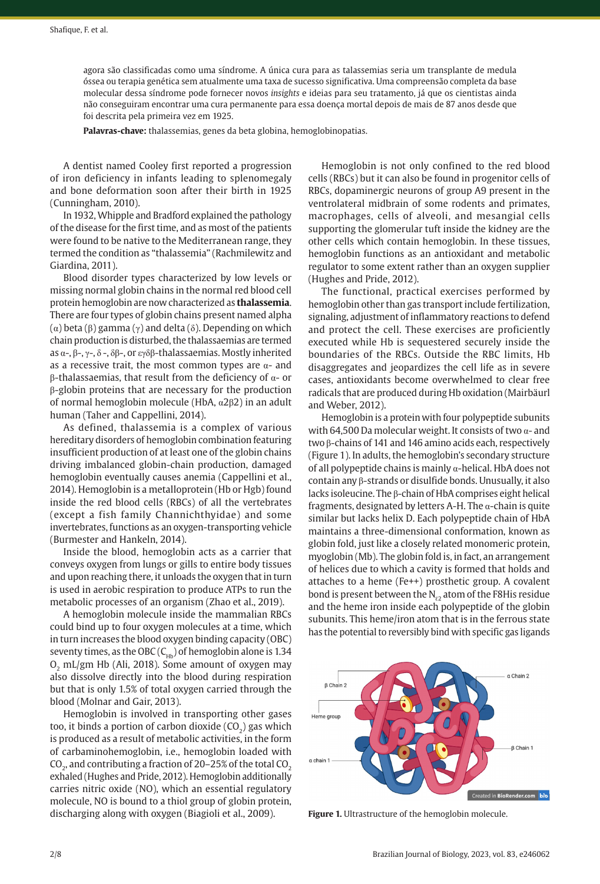agora são classificadas como uma síndrome. A única cura para as talassemias seria um transplante de medula óssea ou terapia genética sem atualmente uma taxa de sucesso significativa. Uma compreensão completa da base molecular dessa síndrome pode fornecer novos *insights* e ideias para seu tratamento, já que os cientistas ainda não conseguiram encontrar uma cura permanente para essa doença mortal depois de mais de 87 anos desde que foi descrita pela primeira vez em 1925.

**Palavras-chave:** thalassemias, genes da beta globina, hemoglobinopatias.

A dentist named Cooley first reported a progression of iron deficiency in infants leading to splenomegaly and bone deformation soon after their birth in 1925 (Cunningham, 2010).

In 1932, Whipple and Bradford explained the pathology of the disease for the first time, and as most of the patients were found to be native to the Mediterranean range, they termed the condition as "thalassemia" (Rachmilewitz and Giardina, 2011).

Blood disorder types characterized by low levels or missing normal globin chains in the normal red blood cell protein hemoglobin are now characterized as **thalassemia**. There are four types of globin chains present named alpha (α) beta (β) gamma (γ) and delta (δ). Depending on which chain production is disturbed, the thalassaemias are termed as α-, β-, γ-, δ -, δβ-, or εγδβ-thalassaemias. Mostly inherited as a recessive trait, the most common types are α- and β-thalassaemias, that result from the deficiency of α- or β-globin proteins that are necessary for the production of normal hemoglobin molecule (HbA, α2β2) in an adult human (Taher and Cappellini, 2014).

As defined, thalassemia is a complex of various hereditary disorders of hemoglobin combination featuring insufficient production of at least one of the globin chains driving imbalanced globin-chain production, damaged hemoglobin eventually causes anemia (Cappellini et al., 2014). Hemoglobin is a metalloprotein (Hb or Hgb) found inside the red blood cells (RBCs) of all the vertebrates (except a fish family Channichthyidae) and some invertebrates, functions as an oxygen-transporting vehicle (Burmester and Hankeln, 2014).

Inside the blood, hemoglobin acts as a carrier that conveys oxygen from lungs or gills to entire body tissues and upon reaching there, it unloads the oxygen that in turn is used in aerobic respiration to produce ATPs to run the metabolic processes of an organism (Zhao et al., 2019).

A hemoglobin molecule inside the mammalian RBCs could bind up to four oxygen molecules at a time, which in turn increases the blood oxygen binding capacity (OBC) seventy times, as the OBC ($C_{Hb}$) of hemoglobin alone is 1.34 $O_2$ mL/gm Hb (Ali, 2018). Some amount of oxygen may also dissolve directly into the blood during respiration but that is only 1.5% of total oxygen carried through the blood (Molnar and Gair, 2013).

Hemoglobin is involved in transporting other gases too, it binds a portion of carbon dioxide ($CO_2$) gas which is produced as a result of metabolic activities, in the form of carbaminohemoglobin, i.e., hemoglobin loaded with $CO_2$, and contributing a fraction of 20–25% of the total $CO_2$ exhaled (Hughes and Pride, 2012). Hemoglobin additionally carries nitric oxide (NO), which an essential regulatory molecule, NO is bound to a thiol group of globin protein, discharging along with oxygen (Biagioli et al., 2009).

Hemoglobin is not only confined to the red blood cells (RBCs) but it can also be found in progenitor cells of RBCs, dopaminergic neurons of group A9 present in the ventrolateral midbrain of some rodents and primates, macrophages, cells of alveoli, and mesangial cells supporting the glomerular tuft inside the kidney are the other cells which contain hemoglobin. In these tissues, hemoglobin functions as an antioxidant and metabolic regulator to some extent rather than an oxygen supplier (Hughes and Pride, 2012).

The functional, practical exercises performed by hemoglobin other than gas transport include fertilization, signaling, adjustment of inflammatory reactions to defend and protect the cell. These exercises are proficiently executed while Hb is sequestered securely inside the boundaries of the RBCs. Outside the RBC limits, Hb disaggregates and jeopardizes the cell life as in severe cases, antioxidants become overwhelmed to clear free radicals that are produced during Hb oxidation (Mairbäurl and Weber, 2012).

Hemoglobin is a protein with four polypeptide subunits with 64,500 Da molecular weight. It consists of two α- and two β-chains of 141 and 146 amino acids each, respectively (Figure 1). In adults, the hemoglobin's secondary structure of all polypeptide chains is mainly α-helical. HbA does not contain any β-strands or disulfide bonds. Unusually, it also lacks isoleucine. The β-chain of HbA comprises eight helical fragments, designated by letters A-H. The α-chain is quite similar but lacks helix D. Each polypeptide chain of HbA maintains a three-dimensional conformation, known as globin fold, just like a closely related monomeric protein, myoglobin (Mb). The globin fold is, in fact, an arrangement of helices due to which a cavity is formed that holds and attaches to a heme (Fe++) prosthetic group. A covalent bond is present between the $N_{\varepsilon 2}$ atom of the F8His residue and the heme iron inside each polypeptide of the globin subunits. This heme/iron atom that is in the ferrous state has the potential to reversibly bind with specific gas ligands

**Figure 1.** Ultrastructure of the hemoglobin molecule.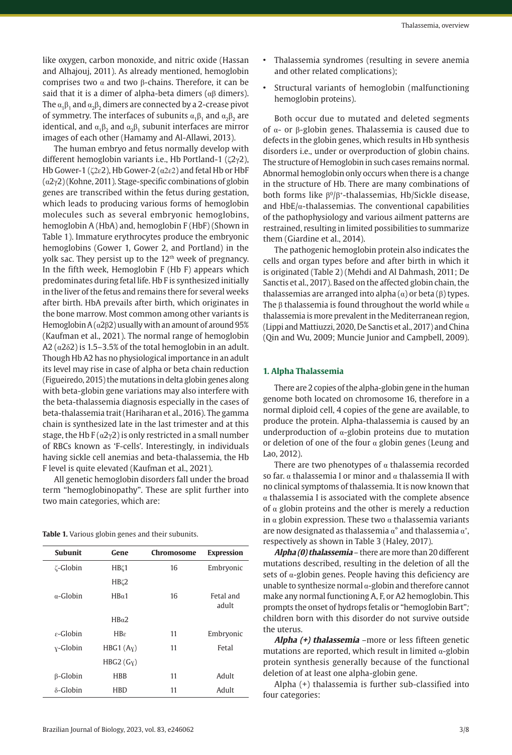like oxygen, carbon monoxide, and nitric oxide (Hassan and Alhajouj, 2011). As already mentioned, hemoglobin comprises two α and two β-chains. Therefore, it can be said that it is a dimer of alpha-beta dimers (αβ dimers). The $\alpha_1\beta_1$ and $\alpha_2\beta_2$ dimers are connected by a 2-crease pivot of symmetry. The interfaces of subunits $\alpha_1\beta_1$ and $\alpha_2\beta_2$ are identical, and $\alpha_1\beta_2$ and $\alpha_2\beta_1$ subunit interfaces are mirror images of each other (Hamamy and Al-Allawi, 2013).

The human embryo and fetus normally develop with different hemoglobin variants i.e., Hb Portland-1 (ζ2γ2), Hb Gower-1 (ζ2ε2), Hb Gower-2 (α2ε2) and fetal Hb or HbF (α2γ2) (Kohne, 2011). Stage-specific combinations of globin genes are transcribed within the fetus during gestation, which leads to producing various forms of hemoglobin molecules such as several embryonic hemoglobins, hemoglobin A (HbA) and, hemoglobin F (HbF) (Shown in Table 1). Immature erythrocytes produce the embryonic hemoglobins (Gower 1, Gower 2, and Portland) in the yolk sac. They persist up to the 12th week of pregnancy. In the fifth week, Hemoglobin F (Hb F) appears which predominates during fetal life. Hb F is synthesized initially in the liver of the fetus and remains there for several weeks after birth. HbA prevails after birth, which originates in the bone marrow. Most common among other variants is Hemoglobin A (α2β2) usually with an amount of around 95% (Kaufman et al., 2021). The normal range of hemoglobin A2 (α2δ2) is 1.5–3.5% of the total hemoglobin in an adult. Though Hb A2 has no physiological importance in an adult its level may rise in case of alpha or beta chain reduction (Figueiredo, 2015) the mutations in delta globin genes along with beta-globin gene variations may also interfere with the beta-thalassemia diagnosis especially in the cases of beta-thalassemia trait (Hariharan et al., 2016). The gamma chain is synthesized late in the last trimester and at this stage, the Hb F (α2γ2) is only restricted in a small number of RBCs known as 'F-cells'. Interestingly, in individuals having sickle cell anemias and beta-thalassemia, the Hb F level is quite elevated (Kaufman et al., 2021).

All genetic hemoglobin disorders fall under the broad term "hemoglobinopathy". These are split further into two main categories, which are:

- Thalassemia syndromes (resulting in severe anemia and other related complications);
- Structural variants of hemoglobin (malfunctioning hemoglobin proteins).

Both occur due to mutated and deleted segments of α- or β-globin genes. Thalassemia is caused due to defects in the globin genes, which results in Hb synthesis disorders i.e., under or overproduction of globin chains. The structure of Hemoglobin in such cases remains normal. Abnormal hemoglobin only occurs when there is a change in the structure of Hb. There are many combinations of both forms like $\beta^0/\beta^+$-thalassemias, Hb/Sickle disease, and HbE/α-thalassemias. The conventional capabilities of the pathophysiology and various ailment patterns are restrained, resulting in limited possibilities to summarize them (Giardine et al., 2014).

The pathogenic hemoglobin protein also indicates the cells and organ types before and after birth in which it is originated (Table 2) (Mehdi and Al Dahmash, 2011; De Sanctis et al., 2017). Based on the affected globin chain, the thalassemias are arranged into alpha (α) or beta (β) types. The β thalassemia is found throughout the world while α thalassemia is more prevalent in the Mediterranean region, (Lippi and Mattiuzzi, 2020, De Sanctis et al., 2017) and China (Qin and Wu, 2009; Muncie Junior and Campbell, 2009).

**Table 1.** Various globin genes and their subunits.

| Subunit | Gene | Chromosome | Expression |
|---|---|---|---|
| ζ-Globin | HBζ1 | 16 | Embryonic |
| | HBζ2 | | |
| α-Globin | HBα1 | 16 | Fetal and adult |
| | HBα2 | | |
| ε-Globin | HBε | 11 | Embryonic |
| γ-Globin | HBG1 (Aγ) | 11 | Fetal |
| | HBG2 (Gγ) | | |
| β-Globin | HBB | 11 | Adult |
| δ-Globin | HBD | 11 | Adult |

## 1. Alpha Thalassemia

There are 2 copies of the alpha-globin gene in the human genome both located on chromosome 16, therefore in a normal diploid cell, 4 copies of the gene are available, to produce the protein. Alpha-thalassemia is caused by an underproduction of α-globin proteins due to mutation or deletion of one of the four α globin genes (Leung and Lao, 2012).

There are two phenotypes of α thalassemia recorded so far. α thalassemia I or minor and α thalassemia II with no clinical symptoms of thalassemia. It is now known that α thalassemia I is associated with the complete absence of α globin proteins and the other is merely a reduction in α globin expression. These two α thalassemia variants are now designated as thalassemia $\alpha^\circ$ and thalassemia $\alpha^+$, respectively as shown in Table 3 (Haley, 2017).

***Alpha (0) thalassemia*** – there are more than 20 different mutations described, resulting in the deletion of all the sets of α-globin genes. People having this deficiency are unable to synthesize normal α-globin and therefore cannot make any normal functioning A, F, or A2 hemoglobin. This prompts the onset of hydrops fetalis or "hemoglobin Bart"; children born with this disorder do not survive outside the uterus.

***Alpha (+) thalassemia*** –more or less fifteen genetic mutations are reported, which result in limited α-globin protein synthesis generally because of the functional deletion of at least one alpha-globin gene.

Alpha (+) thalassemia is further sub-classified into four categories: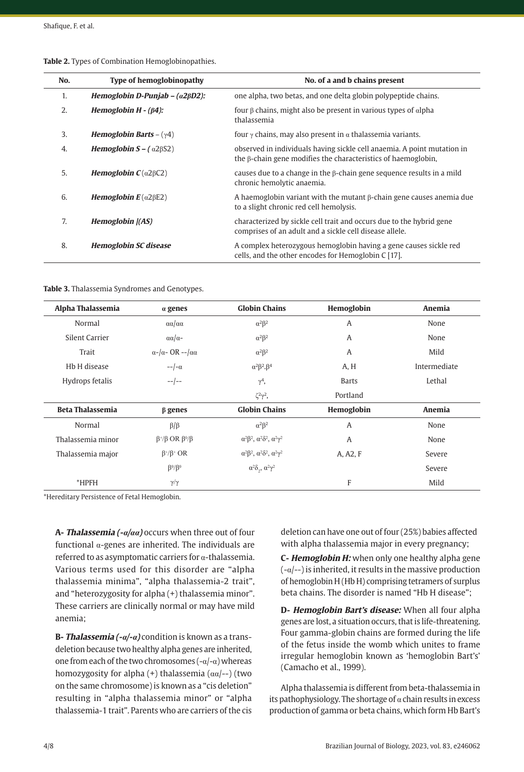**Table 2.** Types of Combination Hemoglobinopathies.

| No. | Type of hemoglobinopathy | No. of a and b chains present |
|---|---|---|
| 1. | ***Hemoglobin D-Punjab – ($\alpha 2\beta D2$):*** | one alpha, two betas, and one delta globin polypeptide chains. |
| 2. | ***Hemoglobin H - ($\beta 4$):*** | four β chains, might also be present in various types of αlpha thalassemia |
| 3. | ***Hemoglobin Barts*** – ($\gamma 4$) | four γ chains, may also present in α thalassemia variants. |
| 4. | ***Hemoglobin S – (*** $\alpha 2\beta S2$) | observed in individuals having sickle cell anaemia. A point mutation in the β-chain gene modifies the characteristics of haemoglobin, |
| 5. | ***Hemoglobin C*** ($\alpha 2\beta C2$) | causes due to a change in the β-chain gene sequence results in a mild chronic hemolytic anaemia. |
| 6. | ***Hemoglobin E*** ($\alpha 2\beta E2$) | A haemoglobin variant with the mutant β-chain gene causes anemia due to a slight chronic red cell hemolysis. |
| 7. | ***Hemoglobin \|(AS)*** | characterized by sickle cell trait and occurs due to the hybrid gene comprises of an adult and a sickle cell disease allele. |
| 8. | ***Hemoglobin SC disease*** | A complex heterozygous hemoglobin having a gene causes sickle red cells, and the other encodes for Hemoglobin C [17]. |

**Table 3.** Thalassemia Syndromes and Genotypes.

| Alpha Thalassemia | α genes | Globin Chains | Hemoglobin | Anemia |
|---|---|---|---|---|
| Normal | αα/αα | $\alpha^2\beta^2$ | A | None |
| Silent Carrier | αα/α- | $\alpha^2\beta^2$ | A | None |
| Trait | α-/α- OR --/αα | $\alpha^2\beta^2$ | A | Mild |
| Hb H disease | --/-α | $\alpha^2\beta^2.\beta^4$ | A, H | Intermediate |
| Hydrops fetalis | --/-- | $\gamma^4$, | Barts | Lethal |
| | | $\zeta^2\gamma^2$, | Portland | |
| **Beta Thalassemia** | **β genes** | **Globin Chains** | **Hemoglobin** | **Anemia** |
| Normal | β/β | $\alpha^2\beta^2$ | A | None |
| Thalassemia minor | $\beta^+/\beta$ OR $\beta^0/\beta$ | $\alpha^2\beta^2$, $\alpha^2\delta^2$, $\alpha^2\gamma^2$ | A | None |
| Thalassemia major | $\beta^+/\beta^+$ OR | $\alpha^2\beta^2$, $\alpha^2\delta^2$, $\alpha^2\gamma^2$ | A, A2, F | Severe |
| | $\beta^0/\beta^0$ | $\alpha^2\delta_2$, $\alpha^2\gamma^2$ | | Severe |
| *HPFH | γ/γ | | F | Mild |

*Hereditary Persistence of Fetal Hemoglobin.

**A- *Thalassemia (-α/αα)*** occurs when three out of four functional α-genes are inherited. The individuals are referred to as asymptomatic carriers for α-thalassemia. Various terms used for this disorder are "alpha thalassemia minima", "alpha thalassemia-2 trait", and "heterozygosity for alpha (+) thalassemia minor". These carriers are clinically normal or may have mild anemia;

**B- *Thalassemia (-α/-α)*** condition is known as a trans-deletion because two healthy alpha genes are inherited, one from each of the two chromosomes (-α/-α) whereas homozygosity for alpha (+) thalassemia (αα/--) (two on the same chromosome) is known as a "cis deletion" resulting in "alpha thalassemia minor" or "alpha thalassemia-1 trait". Parents who are carriers of the cis deletion can have one out of four (25%) babies affected with alpha thalassemia major in every pregnancy;

**C- *Hemoglobin H:*** when only one healthy alpha gene (-α/--) is inherited, it results in the massive production of hemoglobin H (Hb H) comprising tetramers of surplus beta chains. The disorder is named "Hb H disease";

**D- *Hemoglobin Bart's disease:*** When all four alpha genes are lost, a situation occurs, that is life-threatening. Four gamma-globin chains are formed during the life of the fetus inside the womb which unites to frame irregular hemoglobin known as 'hemoglobin Bart's' (Camacho et al., 1999).

Alpha thalassemia is different from beta-thalassemia in its pathophysiology. The shortage of α chain results in excess production of gamma or beta chains, which form Hb Bart's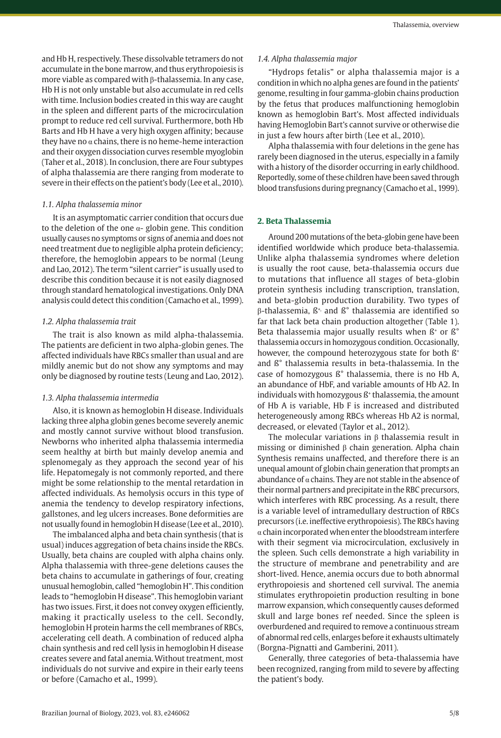and Hb H, respectively. These dissolvable tetramers do not accumulate in the bone marrow, and thus erythropoiesis is more viable as compared with β-thalassemia. In any case, Hb H is not only unstable but also accumulate in red cells with time. Inclusion bodies created in this way are caught in the spleen and different parts of the microcirculation prompt to reduce red cell survival. Furthermore, both Hb Barts and Hb H have a very high oxygen affinity; because they have no α chains, there is no heme-heme interaction and their oxygen dissociation curves resemble myoglobin (Taher et al., 2018). In conclusion, there are Four subtypes of alpha thalassemia are there ranging from moderate to severe in their effects on the patient's body (Lee et al., 2010).

### *1.1. Alpha thalassemia minor*

It is an asymptomatic carrier condition that occurs due to the deletion of the one α- globin gene. This condition usually causes no symptoms or signs of anemia and does not need treatment due to negligible alpha protein deficiency; therefore, the hemoglobin appears to be normal (Leung and Lao, 2012). The term "silent carrier" is usually used to describe this condition because it is not easily diagnosed through standard hematological investigations. Only DNA analysis could detect this condition (Camacho et al., 1999).

### *1.2. Alpha thalassemia trait*

The trait is also known as mild alpha-thalassemia. The patients are deficient in two alpha-globin genes. The affected individuals have RBCs smaller than usual and are mildly anemic but do not show any symptoms and may only be diagnosed by routine tests (Leung and Lao, 2012).

### *1.3. Alpha thalassemia intermedia*

Also, it is known as hemoglobin H disease. Individuals lacking three alpha globin genes become severely anemic and mostly cannot survive without blood transfusion. Newborns who inherited alpha thalassemia intermedia seem healthy at birth but mainly develop anemia and splenomegaly as they approach the second year of his life. Hepatomegaly is not commonly reported, and there might be some relationship to the mental retardation in affected individuals. As hemolysis occurs in this type of anemia the tendency to develop respiratory infections, gallstones, and leg ulcers increases. Bone deformities are not usually found in hemoglobin H disease (Lee et al., 2010).

The imbalanced alpha and beta chain synthesis (that is usual) induces aggregation of beta chains inside the RBCs. Usually, beta chains are coupled with alpha chains only. Alpha thalassemia with three-gene deletions causes the beta chains to accumulate in gatherings of four, creating unusual hemoglobin, called "hemoglobin H". This condition leads to "hemoglobin H disease". This hemoglobin variant has two issues. First, it does not convey oxygen efficiently, making it practically useless to the cell. Secondly, hemoglobin H protein harms the cell membranes of RBCs, accelerating cell death. A combination of reduced alpha chain synthesis and red cell lysis in hemoglobin H disease creates severe and fatal anemia. Without treatment, most individuals do not survive and expire in their early teens or before (Camacho et al., 1999).

### *1.4. Alpha thalassemia major*

"Hydrops fetalis" or alpha thalassemia major is a condition in which no alpha genes are found in the patients' genome, resulting in four gamma-globin chains production by the fetus that produces malfunctioning hemoglobin known as hemoglobin Bart's. Most affected individuals having Hemoglobin Bart's cannot survive or otherwise die in just a few hours after birth (Lee et al., 2010).

Alpha thalassemia with four deletions in the gene has rarely been diagnosed in the uterus, especially in a family with a history of the disorder occurring in early childhood. Reportedly, some of these children have been saved through blood transfusions during pregnancy (Camacho et al., 1999).

## **2. Beta Thalassemia**

Around 200 mutations of the beta-globin gene have been identified worldwide which produce beta-thalassemia. Unlike alpha thalassemia syndromes where deletion is usually the root cause, beta-thalassemia occurs due to mutations that influence all stages of beta-globin protein synthesis including transcription, translation, and beta-globin production durability. Two types of β-thalassemia, ß$^{+,}$ and ß° thalassemia are identified so far that lack beta chain production altogether (Table 1). Beta thalassemia major usually results when ß$^{+}$ or ß° thalassemia occurs in homozygous condition. Occasionally, however, the compound heterozygous state for both ß$^{+}$ and ß° thalassemia results in beta-thalassemia. In the case of homozygous ß° thalassemia, there is no Hb A, an abundance of HbF, and variable amounts of Hb A2. In individuals with homozygous ß$^{+}$ thalassemia, the amount of Hb A is variable, Hb F is increased and distributed heterogeneously among RBCs whereas Hb A2 is normal, decreased, or elevated (Taylor et al., 2012).

The molecular variations in β thalassemia result in missing or diminished β chain generation. Alpha chain Synthesis remains unaffected, and therefore there is an unequal amount of globin chain generation that prompts an abundance of α chains. They are not stable in the absence of their normal partners and precipitate in the RBC precursors, which interferes with RBC processing. As a result, there is a variable level of intramedullary destruction of RBCs precursors (i.e. ineffective erythropoiesis). The RBCs having α chain incorporated when enter the bloodstream interfere with their segment via microcirculation, exclusively in the spleen. Such cells demonstrate a high variability in the structure of membrane and penetrability and are short-lived. Hence, anemia occurs due to both abnormal erythropoiesis and shortened cell survival. The anemia stimulates erythropoietin production resulting in bone marrow expansion, which consequently causes deformed skull and large bones ref needed. Since the spleen is overburdened and required to remove a continuous stream of abnormal red cells, enlarges before it exhausts ultimately (Borgna-Pignatti and Gamberini, 2011).

Generally, three categories of beta-thalassemia have been recognized, ranging from mild to severe by affecting the patient's body.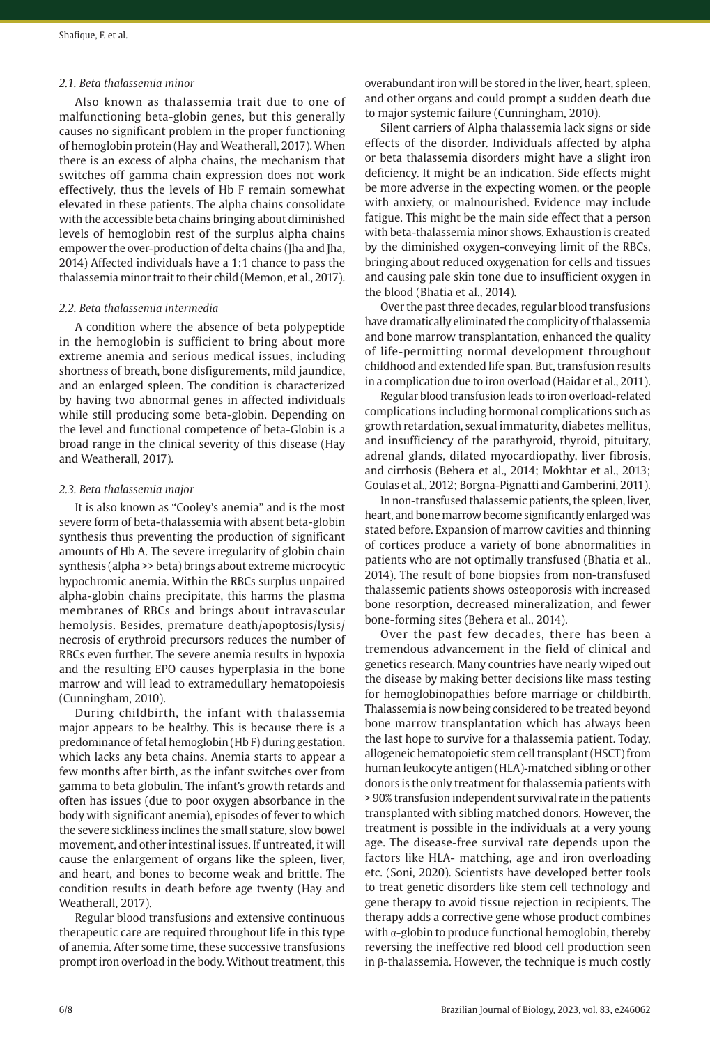### 2.1. Beta thalassemia minor

Also known as thalassemia trait due to one of malfunctioning beta-globin genes, but this generally causes no significant problem in the proper functioning of hemoglobin protein (Hay and Weatherall, 2017). When there is an excess of alpha chains, the mechanism that switches off gamma chain expression does not work effectively, thus the levels of Hb F remain somewhat elevated in these patients. The alpha chains consolidate with the accessible beta chains bringing about diminished levels of hemoglobin rest of the surplus alpha chains empower the over-production of delta chains (Jha and Jha, 2014) Affected individuals have a 1:1 chance to pass the thalassemia minor trait to their child (Memon, et al., 2017).

### 2.2. Beta thalassemia intermedia

A condition where the absence of beta polypeptide in the hemoglobin is sufficient to bring about more extreme anemia and serious medical issues, including shortness of breath, bone disfigurements, mild jaundice, and an enlarged spleen. The condition is characterized by having two abnormal genes in affected individuals while still producing some beta-globin. Depending on the level and functional competence of beta-Globin is a broad range in the clinical severity of this disease (Hay and Weatherall, 2017).

### 2.3. Beta thalassemia major

It is also known as "Cooley's anemia" and is the most severe form of beta-thalassemia with absent beta-globin synthesis thus preventing the production of significant amounts of Hb A. The severe irregularity of globin chain synthesis (alpha >> beta) brings about extreme microcytic hypochromic anemia. Within the RBCs surplus unpaired alpha-globin chains precipitate, this harms the plasma membranes of RBCs and brings about intravascular hemolysis. Besides, premature death/apoptosis/lysis/necrosis of erythroid precursors reduces the number of RBCs even further. The severe anemia results in hypoxia and the resulting EPO causes hyperplasia in the bone marrow and will lead to extramedullary hematopoiesis (Cunningham, 2010).

During childbirth, the infant with thalassemia major appears to be healthy. This is because there is a predominance of fetal hemoglobin (Hb F) during gestation. which lacks any beta chains. Anemia starts to appear a few months after birth, as the infant switches over from gamma to beta globulin. The infant's growth retards and often has issues (due to poor oxygen absorbance in the body with significant anemia), episodes of fever to which the severe sickliness inclines the small stature, slow bowel movement, and other intestinal issues. If untreated, it will cause the enlargement of organs like the spleen, liver, and heart, and bones to become weak and brittle. The condition results in death before age twenty (Hay and Weatherall, 2017).

Regular blood transfusions and extensive continuous therapeutic care are required throughout life in this type of anemia. After some time, these successive transfusions prompt iron overload in the body. Without treatment, this overabundant iron will be stored in the liver, heart, spleen, and other organs and could prompt a sudden death due to major systemic failure (Cunningham, 2010).

Silent carriers of Alpha thalassemia lack signs or side effects of the disorder. Individuals affected by alpha or beta thalassemia disorders might have a slight iron deficiency. It might be an indication. Side effects might be more adverse in the expecting women, or the people with anxiety, or malnourished. Evidence may include fatigue. This might be the main side effect that a person with beta-thalassemia minor shows. Exhaustion is created by the diminished oxygen-conveying limit of the RBCs, bringing about reduced oxygenation for cells and tissues and causing pale skin tone due to insufficient oxygen in the blood (Bhatia et al., 2014).

Over the past three decades, regular blood transfusions have dramatically eliminated the complicity of thalassemia and bone marrow transplantation, enhanced the quality of life-permitting normal development throughout childhood and extended life span. But, transfusion results in a complication due to iron overload (Haidar et al., 2011).

Regular blood transfusion leads to iron overload-related complications including hormonal complications such as growth retardation, sexual immaturity, diabetes mellitus, and insufficiency of the parathyroid, thyroid, pituitary, adrenal glands, dilated myocardiopathy, liver fibrosis, and cirrhosis (Behera et al., 2014; Mokhtar et al., 2013; Goulas et al., 2012; Borgna-Pignatti and Gamberini, 2011).

In non-transfused thalassemic patients, the spleen, liver, heart, and bone marrow become significantly enlarged was stated before. Expansion of marrow cavities and thinning of cortices produce a variety of bone abnormalities in patients who are not optimally transfused (Bhatia et al., 2014). The result of bone biopsies from non-transfused thalassemic patients shows osteoporosis with increased bone resorption, decreased mineralization, and fewer bone-forming sites (Behera et al., 2014).

Over the past few decades, there has been a tremendous advancement in the field of clinical and genetics research. Many countries have nearly wiped out the disease by making better decisions like mass testing for hemoglobinopathies before marriage or childbirth. Thalassemia is now being considered to be treated beyond bone marrow transplantation which has always been the last hope to survive for a thalassemia patient. Today, allogeneic hematopoietic stem cell transplant (HSCT) from human leukocyte antigen (HLA)-matched sibling or other donors is the only treatment for thalassemia patients with > 90% transfusion independent survival rate in the patients transplanted with sibling matched donors. However, the treatment is possible in the individuals at a very young age. The disease-free survival rate depends upon the factors like HLA- matching, age and iron overloading etc. (Soni, 2020). Scientists have developed better tools to treat genetic disorders like stem cell technology and gene therapy to avoid tissue rejection in recipients. The therapy adds a corrective gene whose product combines with $\alpha$-globin to produce functional hemoglobin, thereby reversing the ineffective red blood cell production seen in $\beta$-thalassemia. However, the technique is much costly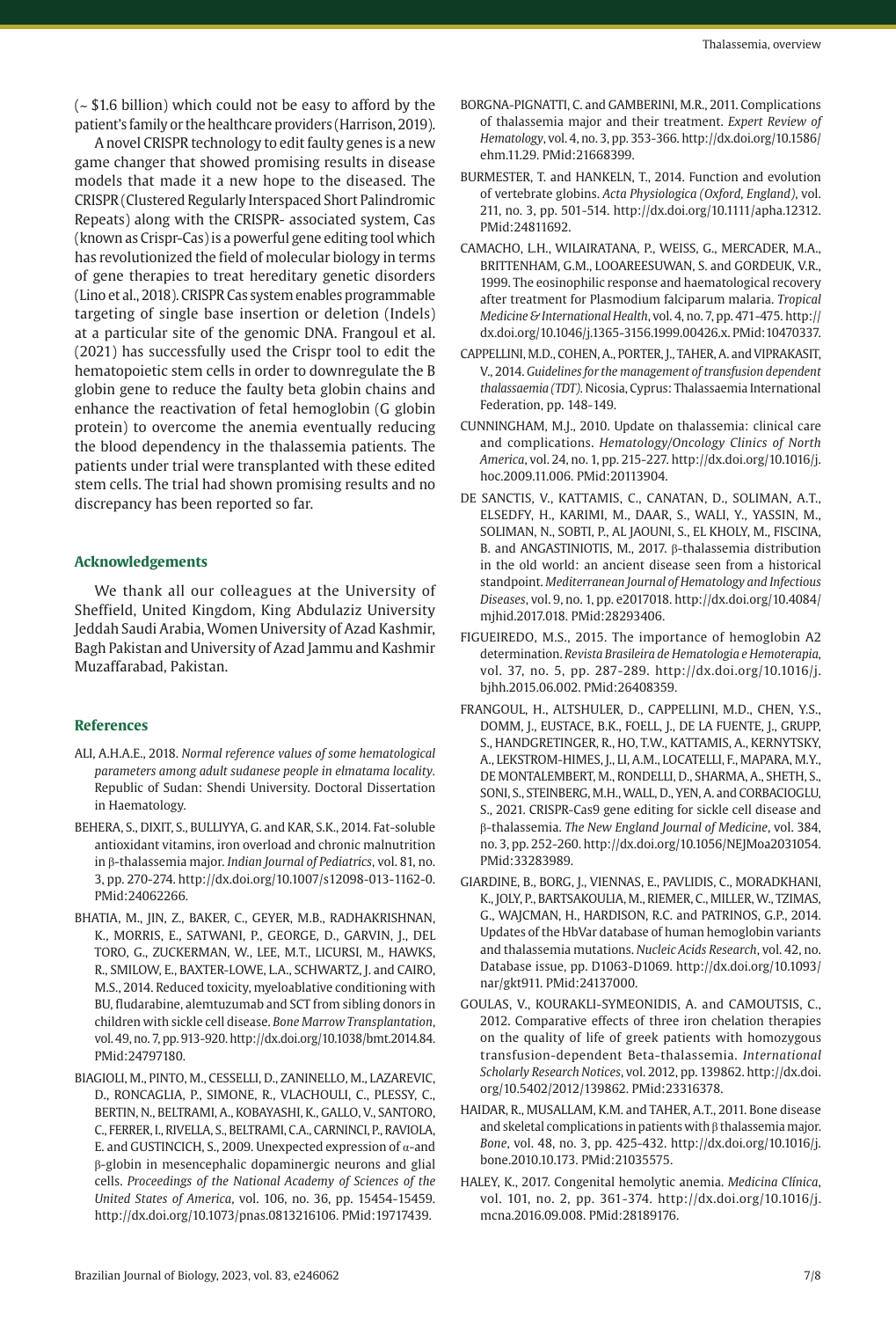(~ \$1.6 billion) which could not be easy to afford by the patient's family or the healthcare providers (Harrison, 2019).

A novel CRISPR technology to edit faulty genes is a new game changer that showed promising results in disease models that made it a new hope to the diseased. The CRISPR (Clustered Regularly Interspaced Short Palindromic Repeats) along with the CRISPR- associated system, Cas (known as Crispr-Cas) is a powerful gene editing tool which has revolutionized the field of molecular biology in terms of gene therapies to treat hereditary genetic disorders (Lino et al., 2018). CRISPR Cas system enables programmable targeting of single base insertion or deletion (Indels) at a particular site of the genomic DNA. Frangoul et al. (2021) has successfully used the Crispr tool to edit the hematopoietic stem cells in order to downregulate the B globin gene to reduce the faulty beta globin chains and enhance the reactivation of fetal hemoglobin (G globin protein) to overcome the anemia eventually reducing the blood dependency in the thalassemia patients. The patients under trial were transplanted with these edited stem cells. The trial had shown promising results and no discrepancy has been reported so far.

## Acknowledgements

We thank all our colleagues at the University of Sheffield, United Kingdom, King Abdulaziz University Jeddah Saudi Arabia, Women University of Azad Kashmir, Bagh Pakistan and University of Azad Jammu and Kashmir Muzaffarabad, Pakistan.

## References

ALI, A.H.A.E., 2018. *Normal reference values of some hematological parameters among adult sudanese people in elmatama locality.* Republic of Sudan: Shendi University. Doctoral Dissertation in Haematology.

BEHERA, S., DIXIT, S., BULLIYYA, G. and KAR, S.K., 2014. Fat-soluble antioxidant vitamins, iron overload and chronic malnutrition in β-thalassemia major. *Indian Journal of Pediatrics*, vol. 81, no. 3, pp. 270-274. http://dx.doi.org/10.1007/s12098-013-1162-0. PMid:24062266.

BHATIA, M., JIN, Z., BAKER, C., GEYER, M.B., RADHAKRISHNAN, K., MORRIS, E., SATWANI, P., GEORGE, D., GARVIN, J., DEL TORO, G., ZUCKERMAN, W., LEE, M.T., LICURSI, M., HAWKS, R., SMILOW, E., BAXTER-LOWE, L.A., SCHWARTZ, J. and CAIRO, M.S., 2014. Reduced toxicity, myeloablative conditioning with BU, fludarabine, alemtuzumab and SCT from sibling donors in children with sickle cell disease. *Bone Marrow Transplantation*, vol. 49, no. 7, pp. 913-920. http://dx.doi.org/10.1038/bmt.2014.84. PMid:24797180.

BIAGIOLI, M., PINTO, M., CESSELLI, D., ZANINELLO, M., LAZAREVIC, D., RONCAGLIA, P., SIMONE, R., VLACHOULI, C., PLESSY, C., BERTIN, N., BELTRAMI, A., KOBAYASHI, K., GALLO, V., SANTORO, C., FERRER, I., RIVELLA, S., BELTRAMI, C.A., CARNINCI, P., RAVIOLA, E. and GUSTINCICH, S., 2009. Unexpected expression of α-and β-globin in mesencephalic dopaminergic neurons and glial cells. *Proceedings of the National Academy of Sciences of the United States of America*, vol. 106, no. 36, pp. 15454-15459. http://dx.doi.org/10.1073/pnas.0813216106. PMid:19717439.

BORGNA-PIGNATTI, C. and GAMBERINI, M.R., 2011. Complications of thalassemia major and their treatment. *Expert Review of Hematology*, vol. 4, no. 3, pp. 353-366. http://dx.doi.org/10.1586/ehm.11.29. PMid:21668399.

BURMESTER, T. and HANKELN, T., 2014. Function and evolution of vertebrate globins. *Acta Physiologica (Oxford, England)*, vol. 211, no. 3, pp. 501-514. http://dx.doi.org/10.1111/apha.12312. PMid:24811692.

CAMACHO, L.H., WILAIRATANA, P., WEISS, G., MERCADER, M.A., BRITTENHAM, G.M., LOOAREESUWAN, S. and GORDEUK, V.R., 1999. The eosinophilic response and haematological recovery after treatment for Plasmodium falciparum malaria. *Tropical Medicine & International Health*, vol. 4, no. 7, pp. 471-475. http://dx.doi.org/10.1046/j.1365-3156.1999.00426.x. PMid:10470337.

CAPPELLINI, M.D., COHEN, A., PORTER, J., TAHER, A. and VIPRAKASIT, V., 2014. *Guidelines for the management of transfusion dependent thalassaemia (TDT).* Nicosia, Cyprus: Thalassaemia International Federation, pp. 148-149.

CUNNINGHAM, M.J., 2010. Update on thalassemia: clinical care and complications. *Hematology/Oncology Clinics of North America*, vol. 24, no. 1, pp. 215-227. http://dx.doi.org/10.1016/j.hoc.2009.11.006. PMid:20113904.

DE SANCTIS, V., KATTAMIS, C., CANATAN, D., SOLIMAN, A.T., ELSEDFY, H., KARIMI, M., DAAR, S., WALI, Y., YASSIN, M., SOLIMAN, N., SOBTI, P., AL JAOUNI, S., EL KHOLY, M., FISCINA, B. and ANGASTINIOTIS, M., 2017. β-thalassemia distribution in the old world: an ancient disease seen from a historical standpoint. *Mediterranean Journal of Hematology and Infectious Diseases*, vol. 9, no. 1, pp. e2017018. http://dx.doi.org/10.4084/mjhid.2017.018. PMid:28293406.

FIGUEIREDO, M.S., 2015. The importance of hemoglobin A2 determination. *Revista Brasileira de Hematologia e Hemoterapia*, vol. 37, no. 5, pp. 287-289. http://dx.doi.org/10.1016/j.bjhh.2015.06.002. PMid:26408359.

FRANGOUL, H., ALTSHULER, D., CAPPELLINI, M.D., CHEN, Y.S., DOMM, J., EUSTACE, B.K., FOELL, J., DE LA FUENTE, J., GRUPP, S., HANDGRETINGER, R., HO, T.W., KATTAMIS, A., KERNYTSKY, A., LEKSTROM-HIMES, J., LI, A.M., LOCATELLI, F., MAPARA, M.Y., DE MONTALEMBERT, M., RONDELLI, D., SHARMA, A., SHETH, S., SONI, S., STEINBERG, M.H., WALL, D., YEN, A. and CORBACIOGLU, S., 2021. CRISPR-Cas9 gene editing for sickle cell disease and β-thalassemia. *The New England Journal of Medicine*, vol. 384, no. 3, pp. 252-260. http://dx.doi.org/10.1056/NEJMoa2031054. PMid:33283989.

GIARDINE, B., BORG, J., VIENNAS, E., PAVLIDIS, C., MORADKHANI, K., JOLY, P., BARTSAKOULIA, M., RIEMER, C., MILLER, W., TZIMAS, G., WAJCMAN, H., HARDISON, R.C. and PATRINOS, G.P., 2014. Updates of the HbVar database of human hemoglobin variants and thalassemia mutations. *Nucleic Acids Research*, vol. 42, no. Database issue, pp. D1063-D1069. http://dx.doi.org/10.1093/nar/gkt911. PMid:24137000.

GOULAS, V., KOURAKLI-SYMEONIDIS, A. and CAMOUTSIS, C., 2012. Comparative effects of three iron chelation therapies on the quality of life of greek patients with homozygous transfusion-dependent Beta-thalassemia. *International Scholarly Research Notices*, vol. 2012, pp. 139862. http://dx.doi.org/10.5402/2012/139862. PMid:23316378.

HAIDAR, R., MUSALLAM, K.M. and TAHER, A.T., 2011. Bone disease and skeletal complications in patients with β thalassemia major. *Bone*, vol. 48, no. 3, pp. 425-432. http://dx.doi.org/10.1016/j.bone.2010.10.173. PMid:21035575.

HALEY, K., 2017. Congenital hemolytic anemia. *Medicina Clínica*, vol. 101, no. 2, pp. 361-374. http://dx.doi.org/10.1016/j.mcna.2016.09.008. PMid:28189176.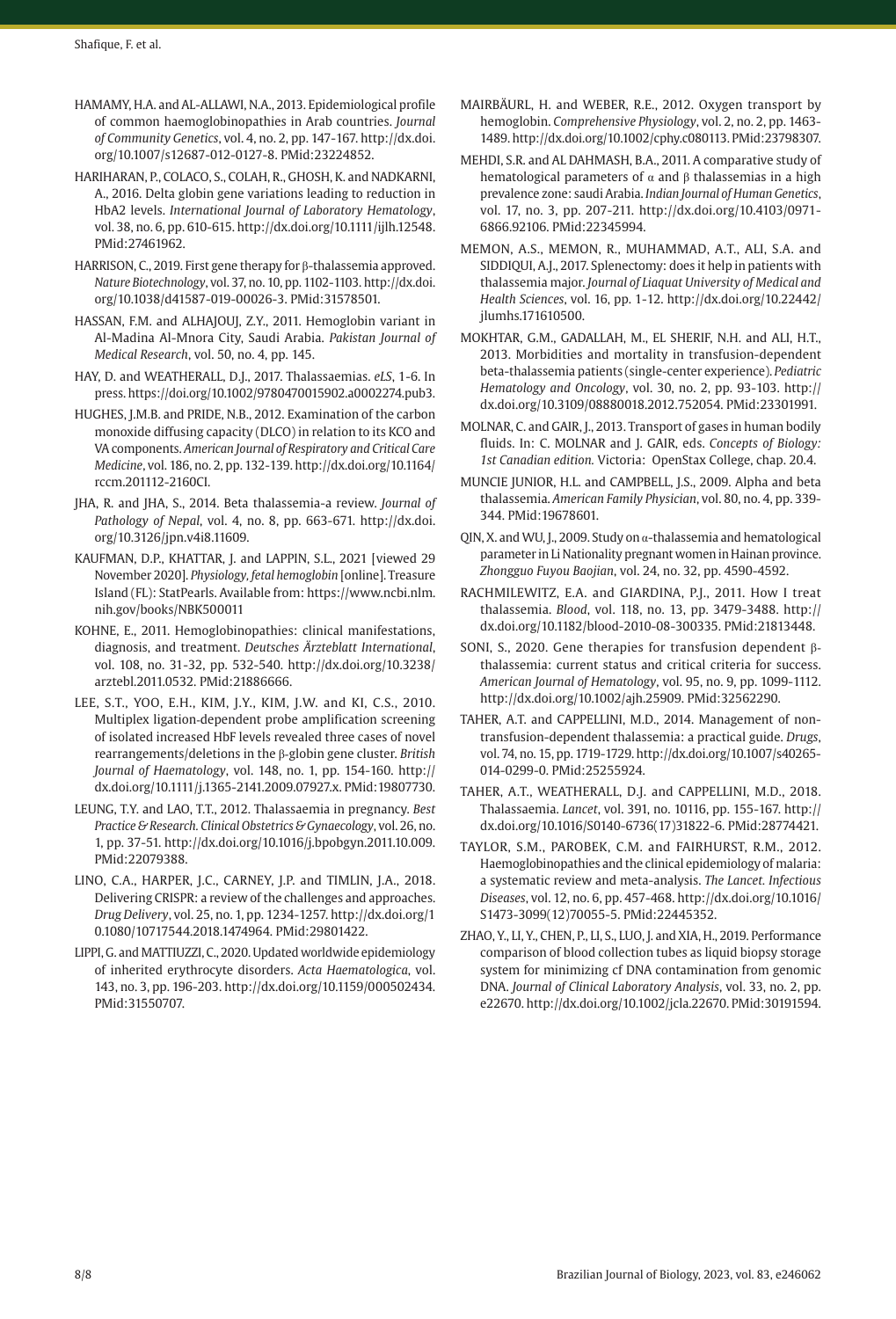HAMAMY, H.A. and AL-ALLAWI, N.A., 2013. Epidemiological profile of common haemoglobinopathies in Arab countries. *Journal of Community Genetics*, vol. 4, no. 2, pp. 147-167. http://dx.doi.org/10.1007/s12687-012-0127-8. PMid:23224852.

HARIHARAN, P., COLACO, S., COLAH, R., GHOSH, K. and NADKARNI, A., 2016. Delta globin gene variations leading to reduction in HbA2 levels. *International Journal of Laboratory Hematology*, vol. 38, no. 6, pp. 610-615. http://dx.doi.org/10.1111/ijlh.12548. PMid:27461962.

HARRISON, C., 2019. First gene therapy for β-thalassemia approved. *Nature Biotechnology*, vol. 37, no. 10, pp. 1102-1103. http://dx.doi.org/10.1038/d41587-019-00026-3. PMid:31578501.

HASSAN, F.M. and ALHAJOUJ, Z.Y., 2011. Hemoglobin variant in Al-Madina Al-Mnora City, Saudi Arabia. *Pakistan Journal of Medical Research*, vol. 50, no. 4, pp. 145.

HAY, D. and WEATHERALL, D.J., 2017. Thalassaemias. *eLS*, 1-6. In press. https://doi.org/10.1002/9780470015902.a0002274.pub3.

HUGHES, J.M.B. and PRIDE, N.B., 2012. Examination of the carbon monoxide diffusing capacity (DLCO) in relation to its KCO and VA components. *American Journal of Respiratory and Critical Care Medicine*, vol. 186, no. 2, pp. 132-139. http://dx.doi.org/10.1164/rccm.201112-2160CI.

JHA, R. and JHA, S., 2014. Beta thalassemia-a review. *Journal of Pathology of Nepal*, vol. 4, no. 8, pp. 663-671. http://dx.doi.org/10.3126/jpn.v4i8.11609.

KAUFMAN, D.P., KHATTAR, J. and LAPPIN, S.L., 2021 [viewed 29 November 2020]. *Physiology, fetal hemoglobin* [online]. Treasure Island (FL): StatPearls. Available from: https://www.ncbi.nlm.nih.gov/books/NBK500011

KOHNE, E., 2011. Hemoglobinopathies: clinical manifestations, diagnosis, and treatment. *Deutsches Ärzteblatt International*, vol. 108, no. 31-32, pp. 532-540. http://dx.doi.org/10.3238/arztebl.2011.0532. PMid:21886666.

LEE, S.T., YOO, E.H., KIM, J.Y., KIM, J.W. and KI, C.S., 2010. Multiplex ligation-dependent probe amplification screening of isolated increased HbF levels revealed three cases of novel rearrangements/deletions in the β-globin gene cluster. *British Journal of Haematology*, vol. 148, no. 1, pp. 154-160. http://dx.doi.org/10.1111/j.1365-2141.2009.07927.x. PMid:19807730.

LEUNG, T.Y. and LAO, T.T., 2012. Thalassaemia in pregnancy. *Best Practice & Research. Clinical Obstetrics & Gynaecology*, vol. 26, no. 1, pp. 37-51. http://dx.doi.org/10.1016/j.bpobgyn.2011.10.009. PMid:22079388.

LINO, C.A., HARPER, J.C., CARNEY, J.P. and TIMLIN, J.A., 2018. Delivering CRISPR: a review of the challenges and approaches. *Drug Delivery*, vol. 25, no. 1, pp. 1234-1257. http://dx.doi.org/10.1080/10717544.2018.1474964. PMid:29801422.

LIPPI, G. and MATTIUZZI, C., 2020. Updated worldwide epidemiology of inherited erythrocyte disorders. *Acta Haematologica*, vol. 143, no. 3, pp. 196-203. http://dx.doi.org/10.1159/000502434. PMid:31550707.

MAIRBÄURL, H. and WEBER, R.E., 2012. Oxygen transport by hemoglobin. *Comprehensive Physiology*, vol. 2, no. 2, pp. 1463-1489. http://dx.doi.org/10.1002/cphy.c080113. PMid:23798307.

MEHDI, S.R. and AL DAHMASH, B.A., 2011. A comparative study of hematological parameters of α and β thalassemias in a high prevalence zone: saudi Arabia. *Indian Journal of Human Genetics*, vol. 17, no. 3, pp. 207-211. http://dx.doi.org/10.4103/0971-6866.92106. PMid:22345994.

MEMON, A.S., MEMON, R., MUHAMMAD, A.T., ALI, S.A. and SIDDIQUI, A.J., 2017. Splenectomy: does it help in patients with thalassemia major. *Journal of Liaquat University of Medical and Health Sciences*, vol. 16, pp. 1-12. http://dx.doi.org/10.22442/jlumhs.171610500.

MOKHTAR, G.M., GADALLAH, M., EL SHERIF, N.H. and ALI, H.T., 2013. Morbidities and mortality in transfusion-dependent beta-thalassemia patients (single-center experience). *Pediatric Hematology and Oncology*, vol. 30, no. 2, pp. 93-103. http://dx.doi.org/10.3109/08880018.2012.752054. PMid:23301991.

MOLNAR, C. and GAIR, J., 2013. Transport of gases in human bodily fluids. In: C. MOLNAR and J. GAIR, eds. *Concepts of Biology: 1st Canadian edition.* Victoria: OpenStax College, chap. 20.4.

MUNCIE JUNIOR, H.L. and CAMPBELL, J.S., 2009. Alpha and beta thalassemia. *American Family Physician*, vol. 80, no. 4, pp. 339-344. PMid:19678601.

QIN, X. and WU, J., 2009. Study on α-thalassemia and hematological parameter in Li Nationality pregnant women in Hainan province. *Zhongguo Fuyou Baojian*, vol. 24, no. 32, pp. 4590-4592.

RACHMILEWITZ, E.A. and GIARDINA, P.J., 2011. How I treat thalassemia. *Blood*, vol. 118, no. 13, pp. 3479-3488. http://dx.doi.org/10.1182/blood-2010-08-300335. PMid:21813448.

SONI, S., 2020. Gene therapies for transfusion dependent β-thalassemia: current status and critical criteria for success. *American Journal of Hematology*, vol. 95, no. 9, pp. 1099-1112. http://dx.doi.org/10.1002/ajh.25909. PMid:32562290.

TAHER, A.T. and CAPPELLINI, M.D., 2014. Management of non-transfusion-dependent thalassemia: a practical guide. *Drugs*, vol. 74, no. 15, pp. 1719-1729. http://dx.doi.org/10.1007/s40265-014-0299-0. PMid:25255924.

TAHER, A.T., WEATHERALL, D.J. and CAPPELLINI, M.D., 2018. Thalassaemia. *Lancet*, vol. 391, no. 10116, pp. 155-167. http://dx.doi.org/10.1016/S0140-6736(17)31822-6. PMid:28774421.

TAYLOR, S.M., PAROBEK, C.M. and FAIRHURST, R.M., 2012. Haemoglobinopathies and the clinical epidemiology of malaria: a systematic review and meta-analysis. *The Lancet. Infectious Diseases*, vol. 12, no. 6, pp. 457-468. http://dx.doi.org/10.1016/S1473-3099(12)70055-5. PMid:22445352.

ZHAO, Y., LI, Y., CHEN, P., LI, S., LUO, J. and XIA, H., 2019. Performance comparison of blood collection tubes as liquid biopsy storage system for minimizing cf DNA contamination from genomic DNA. *Journal of Clinical Laboratory Analysis*, vol. 33, no. 2, pp. e22670. http://dx.doi.org/10.1002/jcla.22670. PMid:30191594.